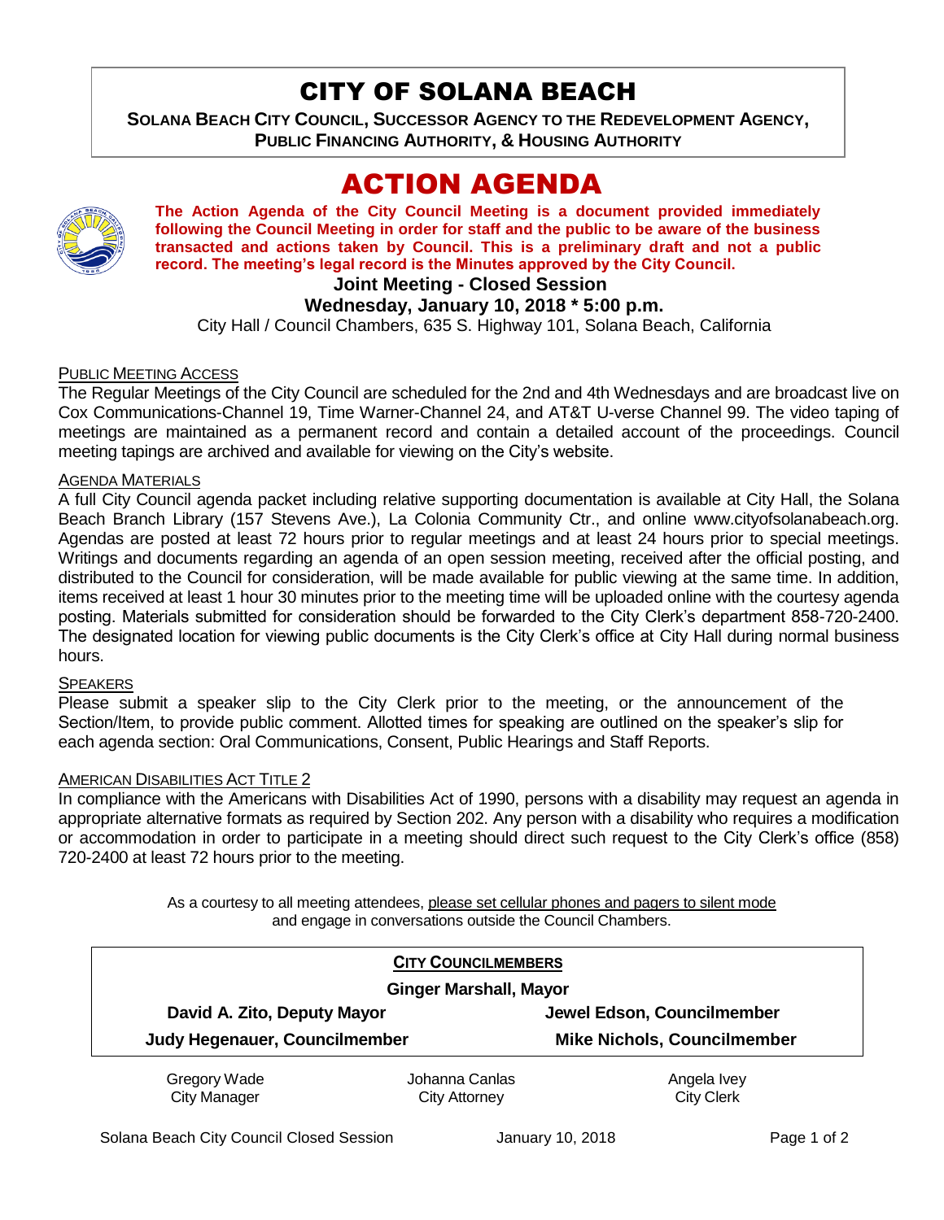# CITY OF SOLANA BEACH

**SOLANA BEACH CITY COUNCIL, SUCCESSOR AGENCY TO THE REDEVELOPMENT AGENCY, PUBLIC FINANCING AUTHORITY, & HOUSING AUTHORITY**

# ACTION AGENDA

**The Action Agenda of the City Council Meeting is a document provided immediately following the Council Meeting in order for staff and the public to be aware of the business transacted and actions taken by Council. This is a preliminary draft and not a public record. The meeting's legal record is the Minutes approved by the City Council.**

**Joint Meeting - Closed Session**

**Wednesday, January 10, 2018 * 5:00 p.m.**

City Hall / Council Chambers, 635 S. Highway 101, Solana Beach, California

PUBLIC MEETING ACCESS

The Regular Meetings of the City Council are scheduled for the 2nd and 4th Wednesdays and are broadcast live on Cox Communications-Channel 19, Time Warner-Channel 24, and AT&T U-verse Channel 99. The video taping of meetings are maintained as a permanent record and contain a detailed account of the proceedings. Council meeting tapings are archived and available for viewing on the City's website.

AGENDA MATERIALS

A full City Council agenda packet including relative supporting documentation is available at City Hall, the Solana Beach Branch Library (157 Stevens Ave.), La Colonia Community Ctr., and online www.cityofsolanabeach.org. Agendas are posted at least 72 hours prior to regular meetings and at least 24 hours prior to special meetings. Writings and documents regarding an agenda of an open session meeting, received after the official posting, and distributed to the Council for consideration, will be made available for public viewing at the same time. In addition, items received at least 1 hour 30 minutes prior to the meeting time will be uploaded online with the courtesy agenda posting. Materials submitted for consideration should be forwarded to the City Clerk's department 858-720-2400. The designated location for viewing public documents is the City Clerk's office at City Hall during normal business hours.

SPEAKERS

Please submit a speaker slip to the City Clerk prior to the meeting, or the announcement of the Section/Item, to provide public comment. Allotted times for speaking are outlined on the speaker's slip for each agenda section: Oral Communications, Consent, Public Hearings and Staff Reports.

AMERICAN DISABILITIES ACT TITLE 2

In compliance with the Americans with Disabilities Act of 1990, persons with a disability may request an agenda in appropriate alternative formats as required by Section 202. Any person with a disability who requires a modification or accommodation in order to participate in a meeting should direct such request to the City Clerk's office (858) 720-2400 at least 72 hours prior to the meeting.

As a courtesy to all meeting attendees, please set cellular phones and pagers to silent mode and engage in conversations outside the Council Chambers.

**CITY COUNCILMEMBERS**

**Ginger Marshall, Mayor**

**David A. Zito, Deputy Mayor** | **Jewel Edson, Councilmember**

**Judy Hegenauer, Councilmember** | **Mike Nichols, Councilmember**

| Gregory Wade | Johanna Canlas | Angela Ivey |
|---|---|---|
| City Manager | City Attorney | City Clerk |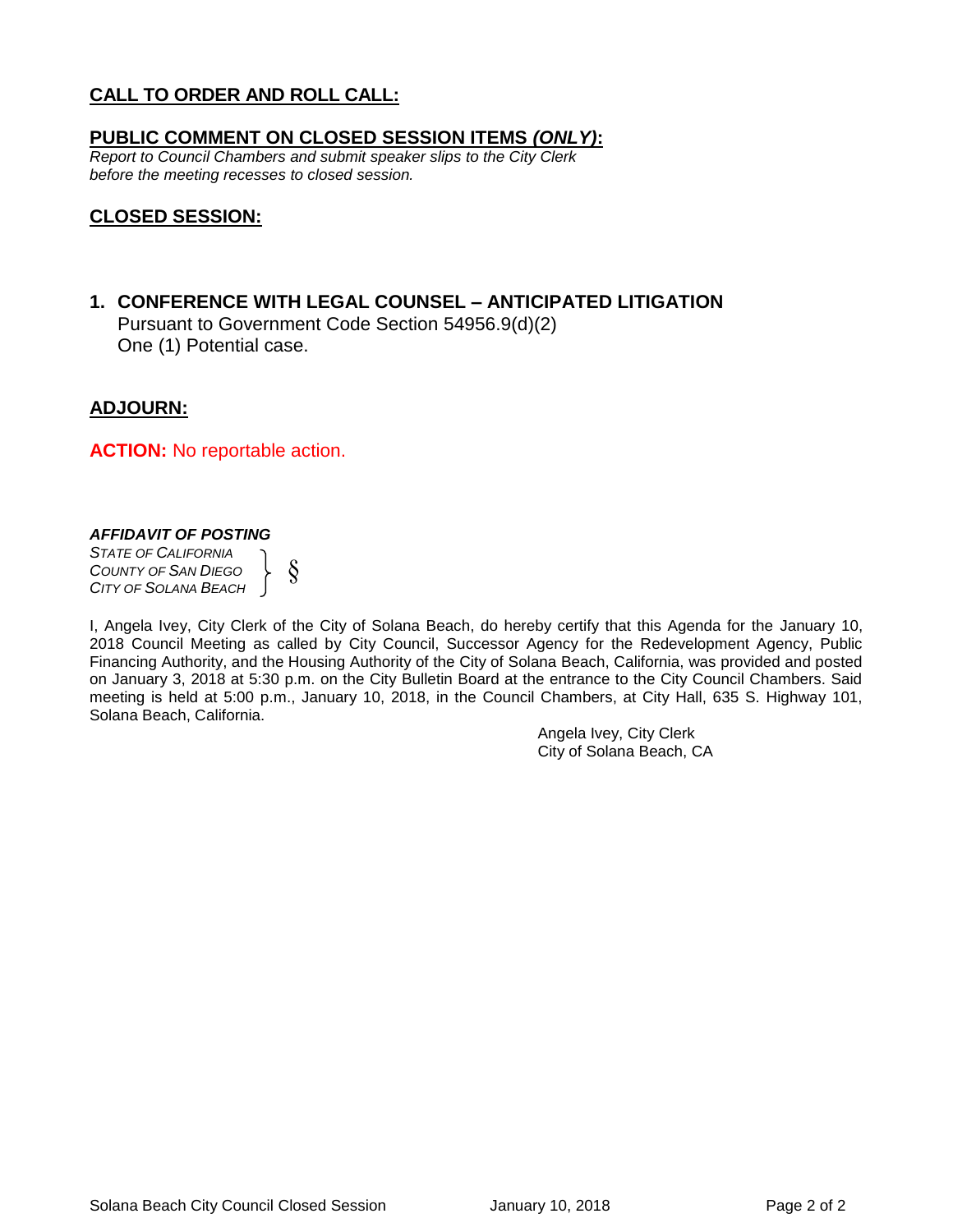## CALL TO ORDER AND ROLL CALL:

## PUBLIC COMMENT ON CLOSED SESSION ITEMS *(ONLY)*:

*Report to Council Chambers and submit speaker slips to the City Clerk before the meeting recesses to closed session.*

## CLOSED SESSION:

### 1. CONFERENCE WITH LEGAL COUNSEL – ANTICIPATED LITIGATION

Pursuant to Government Code Section 54956.9(d)(2)
One (1) Potential case.

## ADJOURN:

**ACTION:** No reportable action.

***AFFIDAVIT OF POSTING***

*STATE OF CALIFORNIA*
*COUNTY OF SAN DIEGO* } §
*CITY OF SOLANA BEACH*

I, Angela Ivey, City Clerk of the City of Solana Beach, do hereby certify that this Agenda for the January 10, 2018 Council Meeting as called by City Council, Successor Agency for the Redevelopment Agency, Public Financing Authority, and the Housing Authority of the City of Solana Beach, California, was provided and posted on January 3, 2018 at 5:30 p.m. on the City Bulletin Board at the entrance to the City Council Chambers. Said meeting is held at 5:00 p.m., January 10, 2018, in the Council Chambers, at City Hall, 635 S. Highway 101, Solana Beach, California.

Angela Ivey, City Clerk
City of Solana Beach, CA